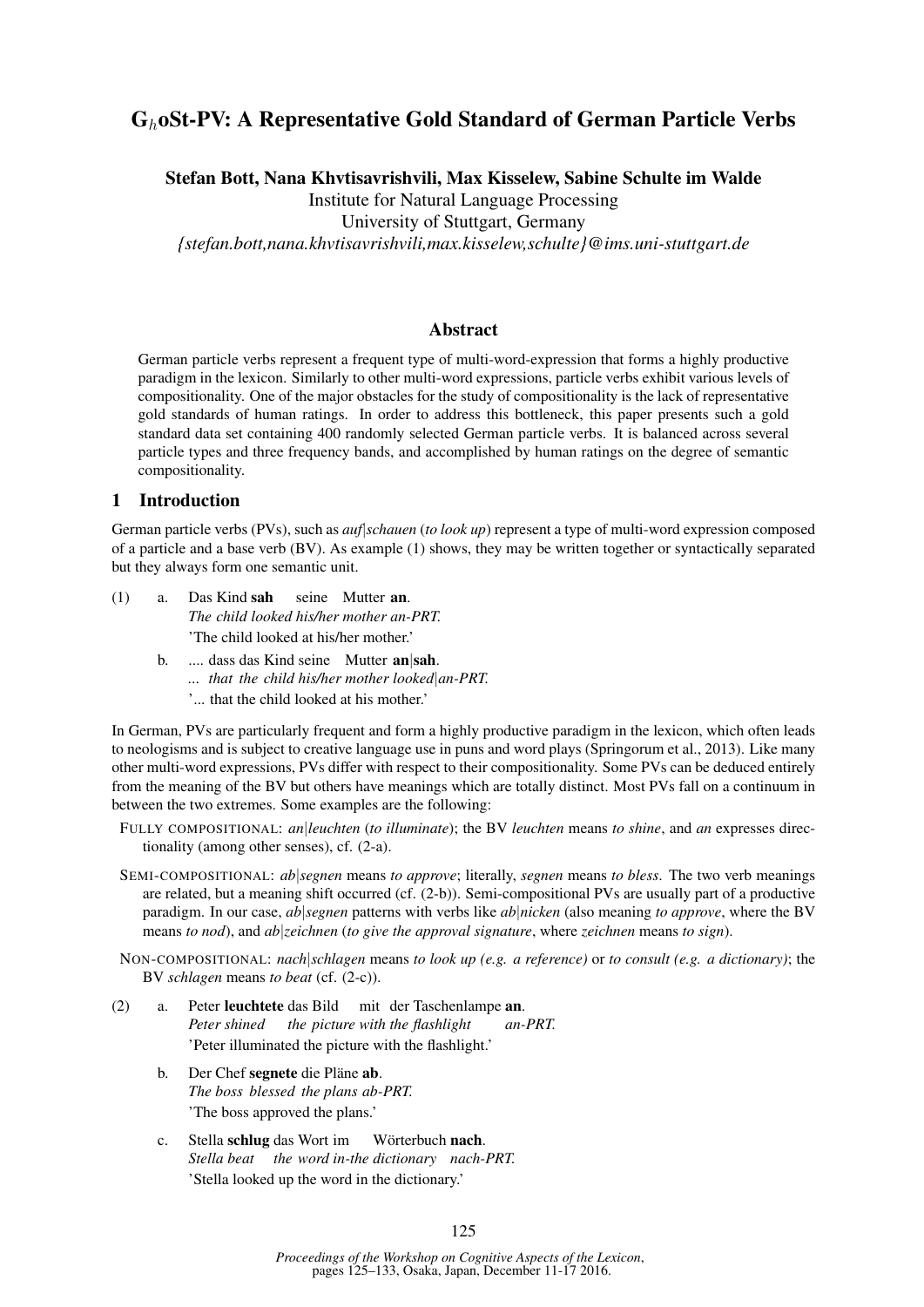# $G_h$oSt-PV: A Representative Gold Standard of German Particle Verbs

**Stefan Bott, Nana Khvtisavrishvili, Max Kisselew, Sabine Schulte im Walde**
Institute for Natural Language Processing
University of Stuttgart, Germany
*{stefan.bott,nana.khvtisavrishvili,max.kisselew,schulte}@ims.uni-stuttgart.de*

## Abstract

German particle verbs represent a frequent type of multi-word-expression that forms a highly productive paradigm in the lexicon. Similarly to other multi-word expressions, particle verbs exhibit various levels of compositionality. One of the major obstacles for the study of compositionality is the lack of representative gold standards of human ratings. In order to address this bottleneck, this paper presents such a gold standard data set containing 400 randomly selected German particle verbs. It is balanced across several particle types and three frequency bands, and accomplished by human ratings on the degree of semantic compositionality.

## 1 Introduction

German particle verbs (PVs), such as *auf|schauen* (*to look up*) represent a type of multi-word expression composed of a particle and a base verb (BV). As example (1) shows, they may be written together or syntactically separated but they always form one semantic unit.

(1) a. Das Kind **sah** seine Mutter **an**.
*The child looked his/her mother an-PRT.*
'The child looked at his/her mother.'

b. .... dass das Kind seine Mutter **an|sah**.
*... that the child his/her mother looked|an-PRT.*
'... that the child looked at his mother.'

In German, PVs are particularly frequent and form a highly productive paradigm in the lexicon, which often leads to neologisms and is subject to creative language use in puns and word plays (Springorum et al., 2013). Like many other multi-word expressions, PVs differ with respect to their compositionality. Some PVs can be deduced entirely from the meaning of the BV but others have meanings which are totally distinct. Most PVs fall on a continuum in between the two extremes. Some examples are the following:

- FULLY COMPOSITIONAL: *an|leuchten* (*to illuminate*); the BV *leuchten* means *to shine*, and *an* expresses directionality (among other senses), cf. (2-a).
- SEMI-COMPOSITIONAL: *ab|segnen* means *to approve*; literally, *segnen* means *to bless*. The two verb meanings are related, but a meaning shift occurred (cf. (2-b)). Semi-compositional PVs are usually part of a productive paradigm. In our case, *ab|segnen* patterns with verbs like *ab|nicken* (also meaning *to approve*, where the BV means *to nod*), and *ab|zeichnen* (*to give the approval signature*, where *zeichnen* means *to sign*).
- NON-COMPOSITIONAL: *nach|schlagen* means *to look up (e.g. a reference)* or *to consult (e.g. a dictionary)*; the BV *schlagen* means *to beat* (cf. (2-c)).

(2) a. Peter **leuchtete** das Bild mit der Taschenlampe **an**.
*Peter shined the picture with the flashlight an-PRT.*
'Peter illuminated the picture with the flashlight.'

b. Der Chef **segnete** die Pläne **ab**.
*The boss blessed the plans ab-PRT.*
'The boss approved the plans.'

c. Stella **schlug** das Wort im Wörterbuch **nach**.
*Stella beat the word in-the dictionary nach-PRT.*
'Stella looked up the word in the dictionary.'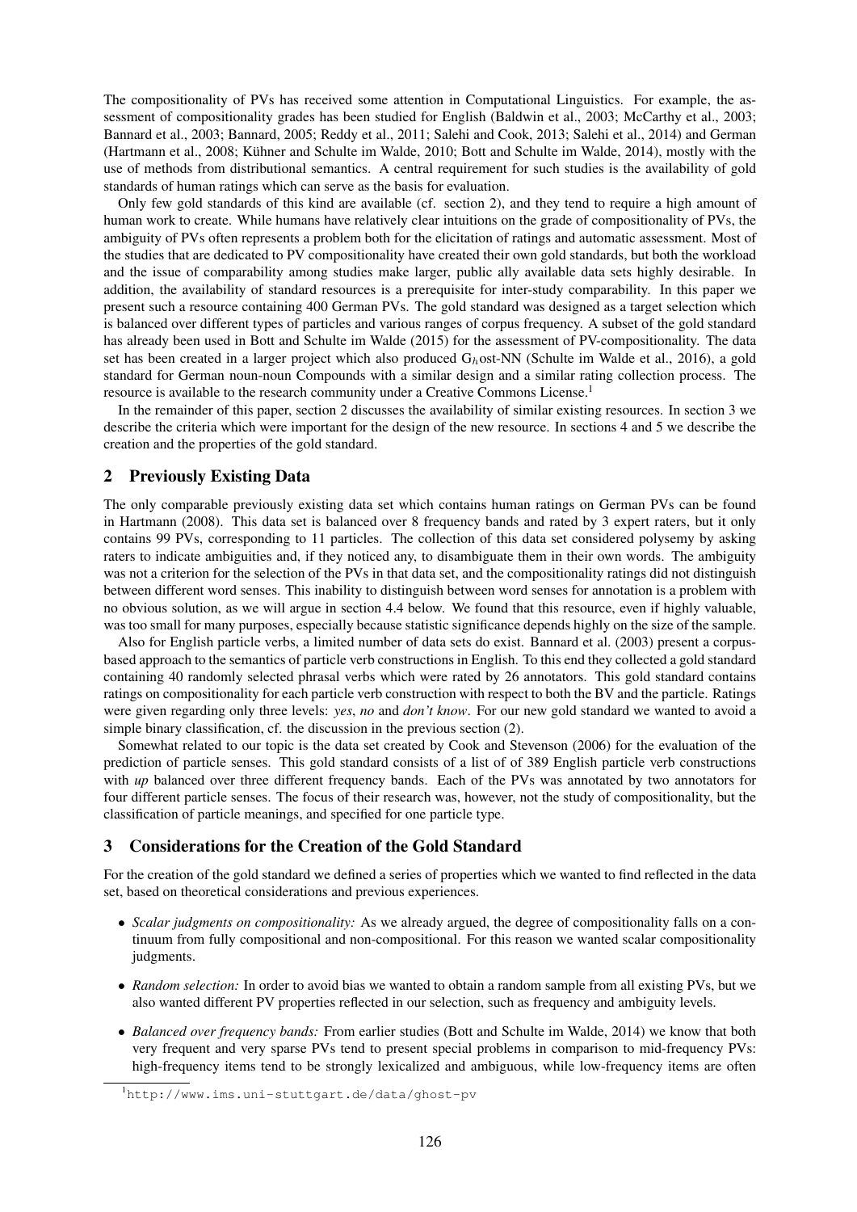The compositionality of PVs has received some attention in Computational Linguistics. For example, the assessment of compositionality grades has been studied for English (Baldwin et al., 2003; McCarthy et al., 2003; Bannard et al., 2003; Bannard, 2005; Reddy et al., 2011; Salehi and Cook, 2013; Salehi et al., 2014) and German (Hartmann et al., 2008; Kühner and Schulte im Walde, 2010; Bott and Schulte im Walde, 2014), mostly with the use of methods from distributional semantics. A central requirement for such studies is the availability of gold standards of human ratings which can serve as the basis for evaluation.

Only few gold standards of this kind are available (cf. section 2), and they tend to require a high amount of human work to create. While humans have relatively clear intuitions on the grade of compositionality of PVs, the ambiguity of PVs often represents a problem both for the elicitation of ratings and automatic assessment. Most of the studies that are dedicated to PV compositionality have created their own gold standards, but both the workload and the issue of comparability among studies make larger, public ally available data sets highly desirable. In addition, the availability of standard resources is a prerequisite for inter-study comparability. In this paper we present such a resource containing 400 German PVs. The gold standard was designed as a target selection which is balanced over different types of particles and various ranges of corpus frequency. A subset of the gold standard has already been used in Bott and Schulte im Walde (2015) for the assessment of PV-compositionality. The data set has been created in a larger project which also produced $G_h$ost-NN (Schulte im Walde et al., 2016), a gold standard for German noun-noun Compounds with a similar design and a similar rating collection process. The resource is available to the research community under a Creative Commons License.[1]

In the remainder of this paper, section 2 discusses the availability of similar existing resources. In section 3 we describe the criteria which were important for the design of the new resource. In sections 4 and 5 we describe the creation and the properties of the gold standard.

## 2 Previously Existing Data

The only comparable previously existing data set which contains human ratings on German PVs can be found in Hartmann (2008). This data set is balanced over 8 frequency bands and rated by 3 expert raters, but it only contains 99 PVs, corresponding to 11 particles. The collection of this data set considered polysemy by asking raters to indicate ambiguities and, if they noticed any, to disambiguate them in their own words. The ambiguity was not a criterion for the selection of the PVs in that data set, and the compositionality ratings did not distinguish between different word senses. This inability to distinguish between word senses for annotation is a problem with no obvious solution, as we will argue in section 4.4 below. We found that this resource, even if highly valuable, was too small for many purposes, especially because statistic significance depends highly on the size of the sample.

Also for English particle verbs, a limited number of data sets do exist. Bannard et al. (2003) present a corpus-based approach to the semantics of particle verb constructions in English. To this end they collected a gold standard containing 40 randomly selected phrasal verbs which were rated by 26 annotators. This gold standard contains ratings on compositionality for each particle verb construction with respect to both the BV and the particle. Ratings were given regarding only three levels: *yes*, *no* and *don't know*. For our new gold standard we wanted to avoid a simple binary classification, cf. the discussion in the previous section (2).

Somewhat related to our topic is the data set created by Cook and Stevenson (2006) for the evaluation of the prediction of particle senses. This gold standard consists of a list of of 389 English particle verb constructions with *up* balanced over three different frequency bands. Each of the PVs was annotated by two annotators for four different particle senses. The focus of their research was, however, not the study of compositionality, but the classification of particle meanings, and specified for one particle type.

## 3 Considerations for the Creation of the Gold Standard

For the creation of the gold standard we defined a series of properties which we wanted to find reflected in the data set, based on theoretical considerations and previous experiences.

- *Scalar judgments on compositionality:* As we already argued, the degree of compositionality falls on a continuum from fully compositional and non-compositional. For this reason we wanted scalar compositionality judgments.
- *Random selection:* In order to avoid bias we wanted to obtain a random sample from all existing PVs, but we also wanted different PV properties reflected in our selection, such as frequency and ambiguity levels.
- *Balanced over frequency bands:* From earlier studies (Bott and Schulte im Walde, 2014) we know that both very frequent and very sparse PVs tend to present special problems in comparison to mid-frequency PVs: high-frequency items tend to be strongly lexicalized and ambiguous, while low-frequency items are often

[1] http://www.ims.uni-stuttgart.de/data/ghost-pv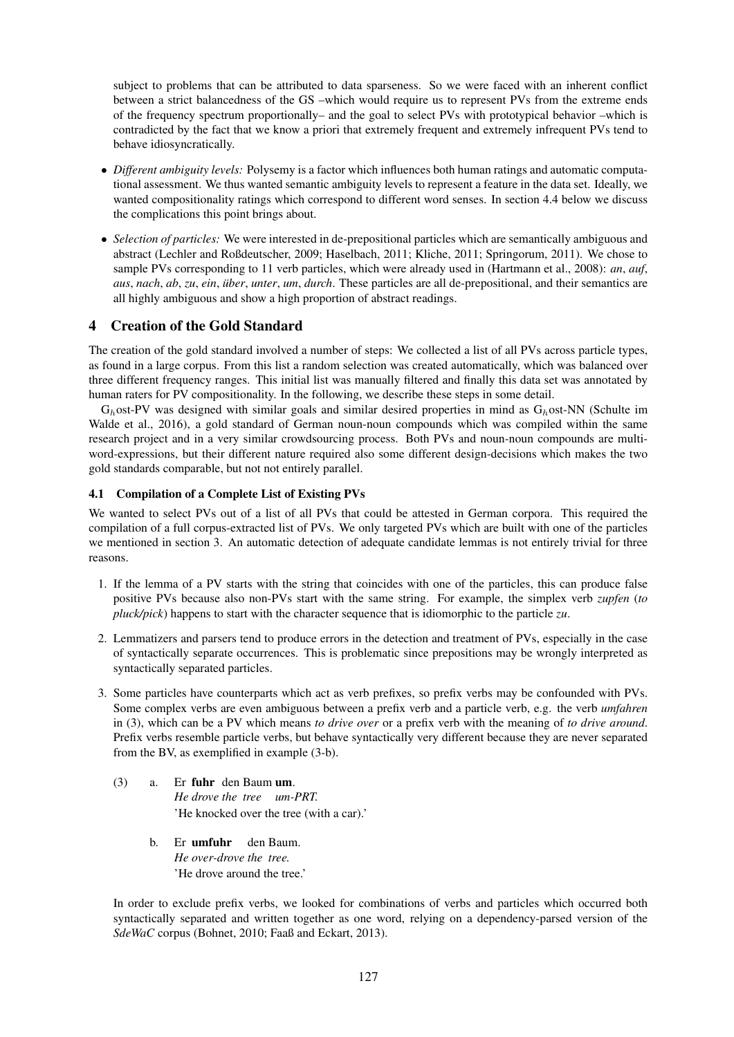subject to problems that can be attributed to data sparseness. So we were faced with an inherent conflict between a strict balancedness of the GS –which would require us to represent PVs from the extreme ends of the frequency spectrum proportionally– and the goal to select PVs with prototypical behavior –which is contradicted by the fact that we know a priori that extremely frequent and extremely infrequent PVs tend to behave idiosyncratically.

- *Different ambiguity levels:* Polysemy is a factor which influences both human ratings and automatic computational assessment. We thus wanted semantic ambiguity levels to represent a feature in the data set. Ideally, we wanted compositionality ratings which correspond to different word senses. In section 4.4 below we discuss the complications this point brings about.
- *Selection of particles:* We were interested in de-prepositional particles which are semantically ambiguous and abstract (Lechler and Roßdeutscher, 2009; Haselbach, 2011; Kliche, 2011; Springorum, 2011). We chose to sample PVs corresponding to 11 verb particles, which were already used in (Hartmann et al., 2008): *an*, *auf*, *aus*, *nach*, *ab*, *zu*, *ein*, *über*, *unter*, *um*, *durch*. These particles are all de-prepositional, and their semantics are all highly ambiguous and show a high proportion of abstract readings.

## 4 Creation of the Gold Standard

The creation of the gold standard involved a number of steps: We collected a list of all PVs across particle types, as found in a large corpus. From this list a random selection was created automatically, which was balanced over three different frequency ranges. This initial list was manually filtered and finally this data set was annotated by human raters for PV compositionality. In the following, we describe these steps in some detail.

$G_h$ost-PV was designed with similar goals and similar desired properties in mind as $G_h$ost-NN (Schulte im Walde et al., 2016), a gold standard of German noun-noun compounds which was compiled within the same research project and in a very similar crowdsourcing process. Both PVs and noun-noun compounds are multi-word-expressions, but their different nature required also some different design-decisions which makes the two gold standards comparable, but not not entirely parallel.

### 4.1 Compilation of a Complete List of Existing PVs

We wanted to select PVs out of a list of all PVs that could be attested in German corpora. This required the compilation of a full corpus-extracted list of PVs. We only targeted PVs which are built with one of the particles we mentioned in section 3. An automatic detection of adequate candidate lemmas is not entirely trivial for three reasons.

1. If the lemma of a PV starts with the string that coincides with one of the particles, this can produce false positive PVs because also non-PVs start with the same string. For example, the simplex verb *zupfen* (*to pluck/pick*) happens to start with the character sequence that is idiomorphic to the particle *zu*.
2. Lemmatizers and parsers tend to produce errors in the detection and treatment of PVs, especially in the case of syntactically separate occurrences. This is problematic since prepositions may be wrongly interpreted as syntactically separated particles.
3. Some particles have counterparts which act as verb prefixes, so prefix verbs may be confounded with PVs. Some complex verbs are even ambiguous between a prefix verb and a particle verb, e.g. the verb *umfahren* in (3), which can be a PV which means *to drive over* or a prefix verb with the meaning of *to drive around*. Prefix verbs resemble particle verbs, but behave syntactically very different because they are never separated from the BV, as exemplified in example (3-b).

   (3) a. Er **fuhr** den Baum **um**.
   *He drove the tree um-PRT.*
   'He knocked over the tree (with a car).'

   b. Er **umfuhr** den Baum.
   *He over-drove the tree.*
   'He drove around the tree.'

   In order to exclude prefix verbs, we looked for combinations of verbs and particles which occurred both syntactically separated and written together as one word, relying on a dependency-parsed version of the *SdeWaC* corpus (Bohnet, 2010; Faaß and Eckart, 2013).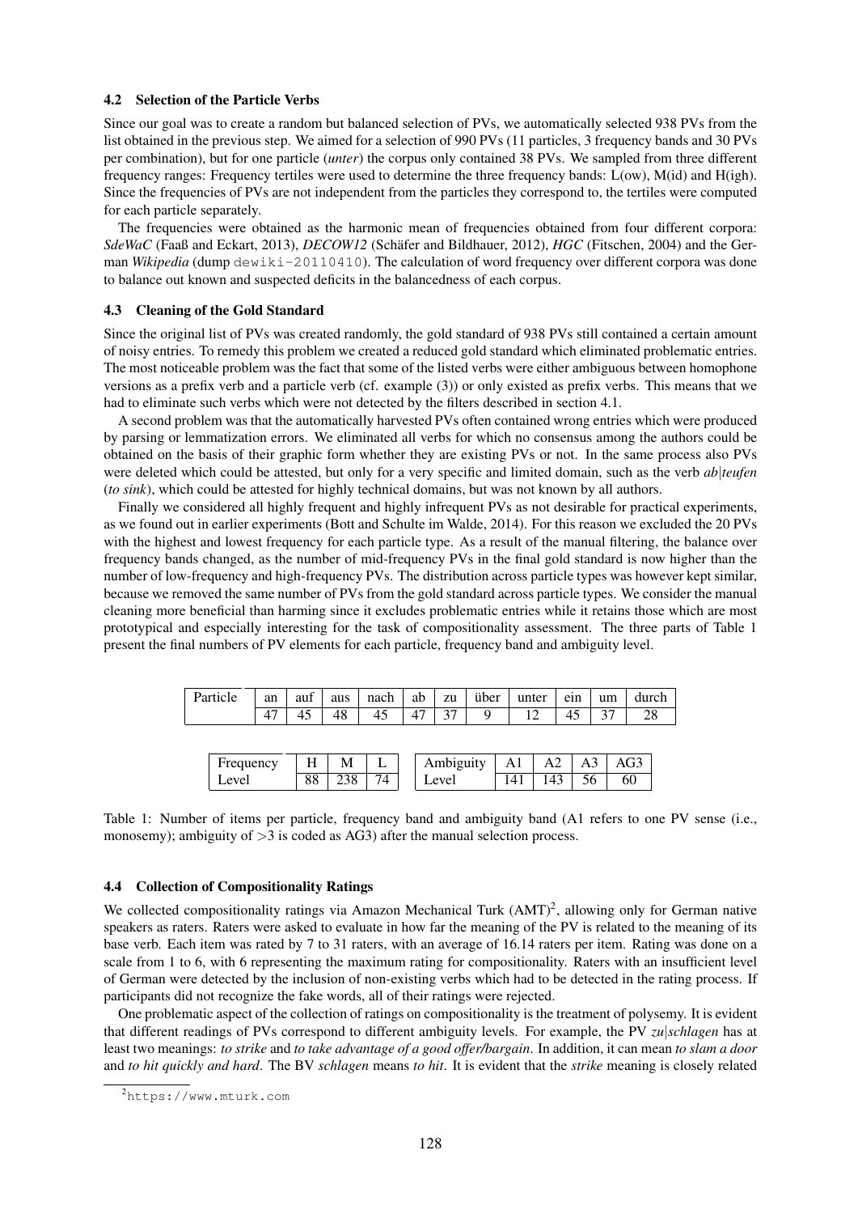### 4.2 Selection of the Particle Verbs

Since our goal was to create a random but balanced selection of PVs, we automatically selected 938 PVs from the list obtained in the previous step. We aimed for a selection of 990 PVs (11 particles, 3 frequency bands and 30 PVs per combination), but for one particle (*unter*) the corpus only contained 38 PVs. We sampled from three different frequency ranges: Frequency tertiles were used to determine the three frequency bands: L(ow), M(id) and H(igh). Since the frequencies of PVs are not independent from the particles they correspond to, the tertiles were computed for each particle separately.

The frequencies were obtained as the harmonic mean of frequencies obtained from four different corpora: *SdeWaC* (Faaß and Eckart, 2013), *DECOW12* (Schäfer and Bildhauer, 2012), *HGC* (Fitschen, 2004) and the German *Wikipedia* (dump `dewiki-20110410`). The calculation of word frequency over different corpora was done to balance out known and suspected deficits in the balancedness of each corpus.

### 4.3 Cleaning of the Gold Standard

Since the original list of PVs was created randomly, the gold standard of 938 PVs still contained a certain amount of noisy entries. To remedy this problem we created a reduced gold standard which eliminated problematic entries. The most noticeable problem was the fact that some of the listed verbs were either ambiguous between homophone versions as a prefix verb and a particle verb (cf. example (3)) or only existed as prefix verbs. This means that we had to eliminate such verbs which were not detected by the filters described in section 4.1.

A second problem was that the automatically harvested PVs often contained wrong entries which were produced by parsing or lemmatization errors. We eliminated all verbs for which no consensus among the authors could be obtained on the basis of their graphic form whether they are existing PVs or not. In the same process also PVs were deleted which could be attested, but only for a very specific and limited domain, such as the verb *ab|teufen* (*to sink*), which could be attested for highly technical domains, but was not known by all authors.

Finally we considered all highly frequent and highly infrequent PVs as not desirable for practical experiments, as we found out in earlier experiments (Bott and Schulte im Walde, 2014). For this reason we excluded the 20 PVs with the highest and lowest frequency for each particle type. As a result of the manual filtering, the balance over frequency bands changed, as the number of mid-frequency PVs in the final gold standard is now higher than the number of low-frequency and high-frequency PVs. The distribution across particle types was however kept similar, because we removed the same number of PVs from the gold standard across particle types. We consider the manual cleaning more beneficial than harming since it excludes problematic entries while it retains those which are most prototypical and especially interesting for the task of compositionality assessment. The three parts of Table 1 present the final numbers of PV elements for each particle, frequency band and ambiguity level.

| Particle | an | auf | aus | nach | ab | zu | über | unter | ein | um | durch |
|---|---|---|---|---|---|---|---|---|---|---|---|
| | 47 | 45 | 48 | 45 | 47 | 37 | 9 | 12 | 45 | 37 | 28 |

| Frequency Level | H | M | L |
|---|---|---|---|
| | 88 | 238 | 74 |

| Ambiguity Level | A1 | A2 | A3 | AG3 |
|---|---|---|---|---|
| | 141 | 143 | 56 | 60 |

Table 1: Number of items per particle, frequency band and ambiguity band (A1 refers to one PV sense (i.e., monosemy); ambiguity of >3 is coded as AG3) after the manual selection process.

### 4.4 Collection of Compositionality Ratings

We collected compositionality ratings via Amazon Mechanical Turk (AMT)[2], allowing only for German native speakers as raters. Raters were asked to evaluate in how far the meaning of the PV is related to the meaning of its base verb. Each item was rated by 7 to 31 raters, with an average of 16.14 raters per item. Rating was done on a scale from 1 to 6, with 6 representing the maximum rating for compositionality. Raters with an insufficient level of German were detected by the inclusion of non-existing verbs which had to be detected in the rating process. If participants did not recognize the fake words, all of their ratings were rejected.

One problematic aspect of the collection of ratings on compositionality is the treatment of polysemy. It is evident that different readings of PVs correspond to different ambiguity levels. For example, the PV *zu|schlagen* has at least two meanings: *to strike* and *to take advantage of a good offer/bargain*. In addition, it can mean *to slam a door* and *to hit quickly and hard*. The BV *schlagen* means *to hit*. It is evident that the *strike* meaning is closely related

[2] https://www.mturk.com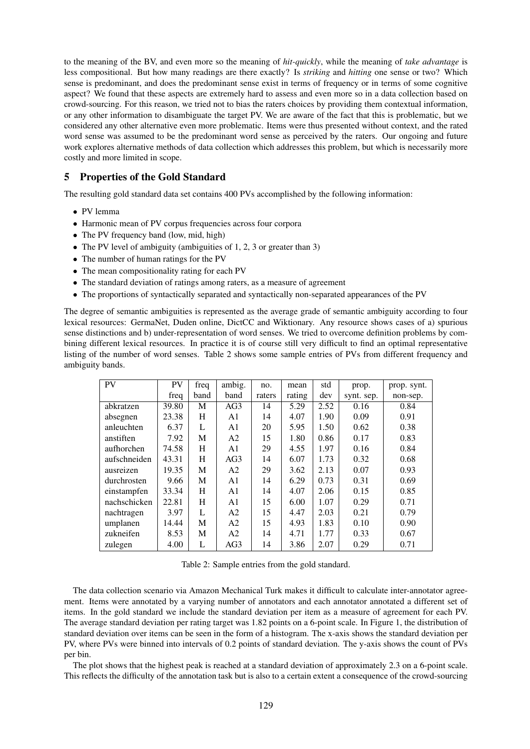to the meaning of the BV, and even more so the meaning of *hit-quickly*, while the meaning of *take advantage* is less compositional. But how many readings are there exactly? Is *striking* and *hitting* one sense or two? Which sense is predominant, and does the predominant sense exist in terms of frequency or in terms of some cognitive aspect? We found that these aspects are extremely hard to assess and even more so in a data collection based on crowd-sourcing. For this reason, we tried not to bias the raters choices by providing them contextual information, or any other information to disambiguate the target PV. We are aware of the fact that this is problematic, but we considered any other alternative even more problematic. Items were thus presented without context, and the rated word sense was assumed to be the predominant word sense as perceived by the raters. Our ongoing and future work explores alternative methods of data collection which addresses this problem, but which is necessarily more costly and more limited in scope.

## 5 Properties of the Gold Standard

The resulting gold standard data set contains 400 PVs accomplished by the following information:

- PV lemma
- Harmonic mean of PV corpus frequencies across four corpora
- The PV frequency band (low, mid, high)
- The PV level of ambiguity (ambiguities of 1, 2, 3 or greater than 3)
- The number of human ratings for the PV
- The mean compositionality rating for each PV
- The standard deviation of ratings among raters, as a measure of agreement
- The proportions of syntactically separated and syntactically non-separated appearances of the PV

The degree of semantic ambiguities is represented as the average grade of semantic ambiguity according to four lexical resources: GermaNet, Duden online, DictCC and Wiktionary. Any resource shows cases of a) spurious sense distinctions and b) under-representation of word senses. We tried to overcome definition problems by combining different lexical resources. In practice it is of course still very difficult to find an optimal representative listing of the number of word senses. Table 2 shows some sample entries of PVs from different frequency and ambiguity bands.

| PV | PV freq | freq band | ambig. band | no. raters | mean rating | std dev | prop. synt. sep. | prop. synt. non-sep. |
|---|---|---|---|---|---|---|---|---|
| abkratzen | 39.80 | M | AG3 | 14 | 5.29 | 2.52 | 0.16 | 0.84 |
| absegnen | 23.38 | H | A1 | 14 | 4.07 | 1.90 | 0.09 | 0.91 |
| anleuchten | 6.37 | L | A1 | 20 | 5.95 | 1.50 | 0.62 | 0.38 |
| anstiften | 7.92 | M | A2 | 15 | 1.80 | 0.86 | 0.17 | 0.83 |
| aufhorchen | 74.58 | H | A1 | 29 | 4.55 | 1.97 | 0.16 | 0.84 |
| aufschneiden | 43.31 | H | AG3 | 14 | 6.07 | 1.73 | 0.32 | 0.68 |
| ausreizen | 19.35 | M | A2 | 29 | 3.62 | 2.13 | 0.07 | 0.93 |
| durchrosten | 9.66 | M | A1 | 14 | 6.29 | 0.73 | 0.31 | 0.69 |
| einstampfen | 33.34 | H | A1 | 14 | 4.07 | 2.06 | 0.15 | 0.85 |
| nachschicken | 22.81 | H | A1 | 15 | 6.00 | 1.07 | 0.29 | 0.71 |
| nachtragen | 3.97 | L | A2 | 15 | 4.47 | 2.03 | 0.21 | 0.79 |
| umplanen | 14.44 | M | A2 | 15 | 4.93 | 1.83 | 0.10 | 0.90 |
| zukneifen | 8.53 | M | A2 | 14 | 4.71 | 1.77 | 0.33 | 0.67 |
| zulegen | 4.00 | L | AG3 | 14 | 3.86 | 2.07 | 0.29 | 0.71 |

Table 2: Sample entries from the gold standard.

The data collection scenario via Amazon Mechanical Turk makes it difficult to calculate inter-annotator agreement. Items were annotated by a varying number of annotators and each annotator annotated a different set of items. In the gold standard we include the standard deviation per item as a measure of agreement for each PV. The average standard deviation per rating target was 1.82 points on a 6-point scale. In Figure 1, the distribution of standard deviation over items can be seen in the form of a histogram. The x-axis shows the standard deviation per PV, where PVs were binned into intervals of 0.2 points of standard deviation. The y-axis shows the count of PVs per bin.

The plot shows that the highest peak is reached at a standard deviation of approximately 2.3 on a 6-point scale. This reflects the difficulty of the annotation task but is also to a certain extent a consequence of the crowd-sourcing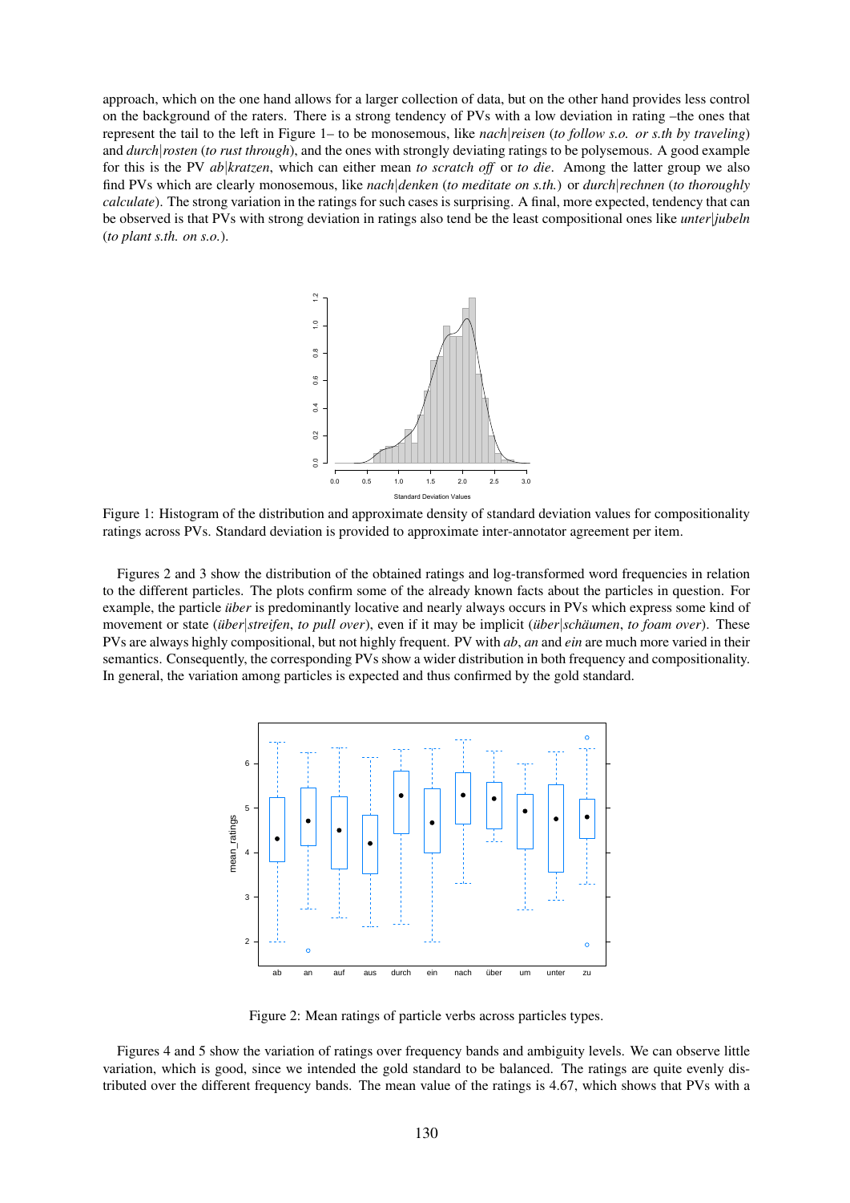approach, which on the one hand allows for a larger collection of data, but on the other hand provides less control on the background of the raters. There is a strong tendency of PVs with a low deviation in rating –the ones that represent the tail to the left in Figure 1– to be monosemous, like *nach|reisen* (*to follow s.o. or s.th by traveling*) and *durch|rosten* (*to rust through*), and the ones with strongly deviating ratings to be polysemous. A good example for this is the PV *ab|kratzen*, which can either mean *to scratch off* or *to die*. Among the latter group we also find PVs which are clearly monosemous, like *nach|denken* (*to meditate on s.th.*) or *durch|rechnen* (*to thoroughly calculate*). The strong variation in the ratings for such cases is surprising. A final, more expected, tendency that can be observed is that PVs with strong deviation in ratings also tend be the least compositional ones like *unter|jubeln* (*to plant s.th. on s.o.*).

Figure 1: Histogram of the distribution and approximate density of standard deviation values for compositionality ratings across PVs. Standard deviation is provided to approximate inter-annotator agreement per item.

Figures 2 and 3 show the distribution of the obtained ratings and log-transformed word frequencies in relation to the different particles. The plots confirm some of the already known facts about the particles in question. For example, the particle *über* is predominantly locative and nearly always occurs in PVs which express some kind of movement or state (*über|streifen*, *to pull over*), even if it may be implicit (*über|schäumen*, *to foam over*). These PVs are always highly compositional, but not highly frequent. PV with *ab*, *an* and *ein* are much more varied in their semantics. Consequently, the corresponding PVs show a wider distribution in both frequency and compositionality. In general, the variation among particles is expected and thus confirmed by the gold standard.

Figure 2: Mean ratings of particle verbs across particles types.

Figures 4 and 5 show the variation of ratings over frequency bands and ambiguity levels. We can observe little variation, which is good, since we intended the gold standard to be balanced. The ratings are quite evenly distributed over the different frequency bands. The mean value of the ratings is 4.67, which shows that PVs with a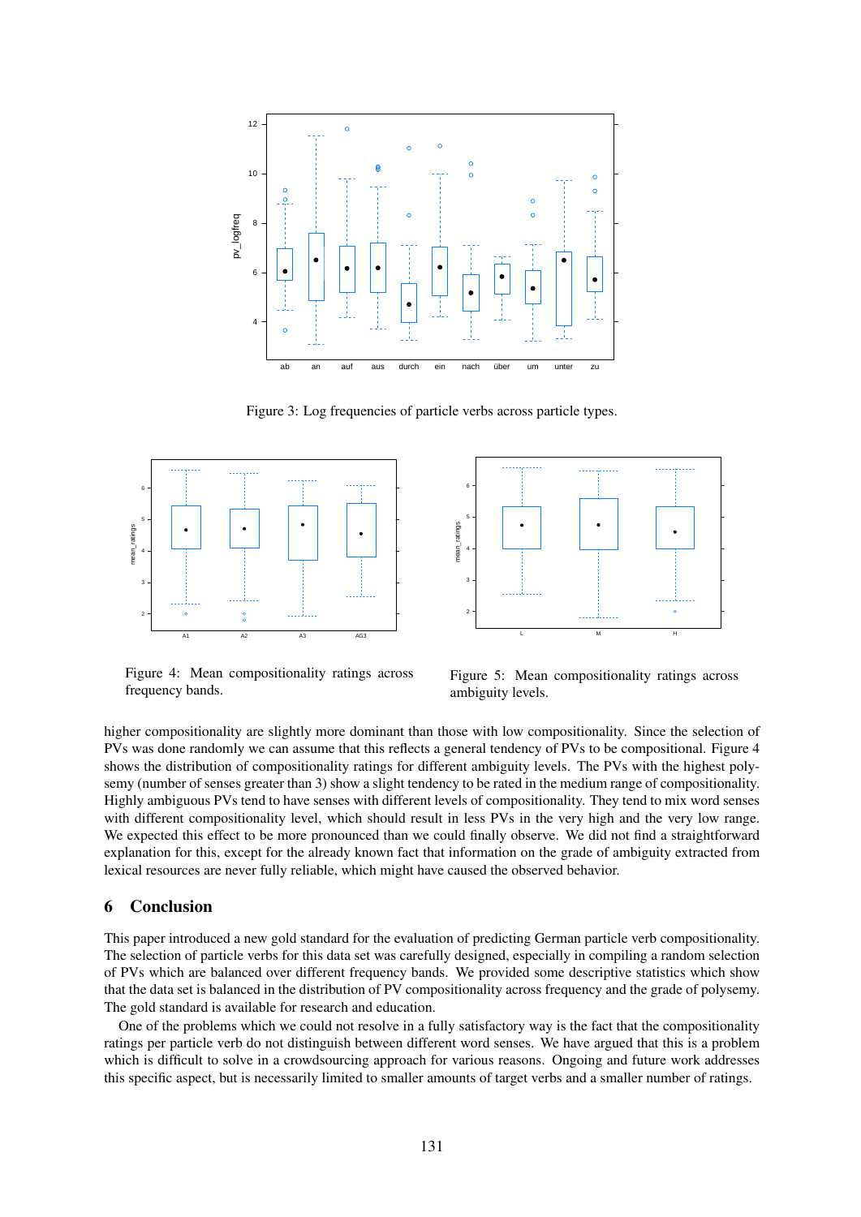Figure 3: Log frequencies of particle verbs across particle types.

Figure 4: Mean compositionality ratings across frequency bands.

Figure 5: Mean compositionality ratings across ambiguity levels.

higher compositionality are slightly more dominant than those with low compositionality. Since the selection of PVs was done randomly we can assume that this reflects a general tendency of PVs to be compositional. Figure 4 shows the distribution of compositionality ratings for different ambiguity levels. The PVs with the highest polysemy (number of senses greater than 3) show a slight tendency to be rated in the medium range of compositionality. Highly ambiguous PVs tend to have senses with different levels of compositionality. They tend to mix word senses with different compositionality level, which should result in less PVs in the very high and the very low range. We expected this effect to be more pronounced than we could finally observe. We did not find a straightforward explanation for this, except for the already known fact that information on the grade of ambiguity extracted from lexical resources are never fully reliable, which might have caused the observed behavior.

## 6 Conclusion

This paper introduced a new gold standard for the evaluation of predicting German particle verb compositionality. The selection of particle verbs for this data set was carefully designed, especially in compiling a random selection of PVs which are balanced over different frequency bands. We provided some descriptive statistics which show that the data set is balanced in the distribution of PV compositionality across frequency and the grade of polysemy. The gold standard is available for research and education.

One of the problems which we could not resolve in a fully satisfactory way is the fact that the compositionality ratings per particle verb do not distinguish between different word senses. We have argued that this is a problem which is difficult to solve in a crowdsourcing approach for various reasons. Ongoing and future work addresses this specific aspect, but is necessarily limited to smaller amounts of target verbs and a smaller number of ratings.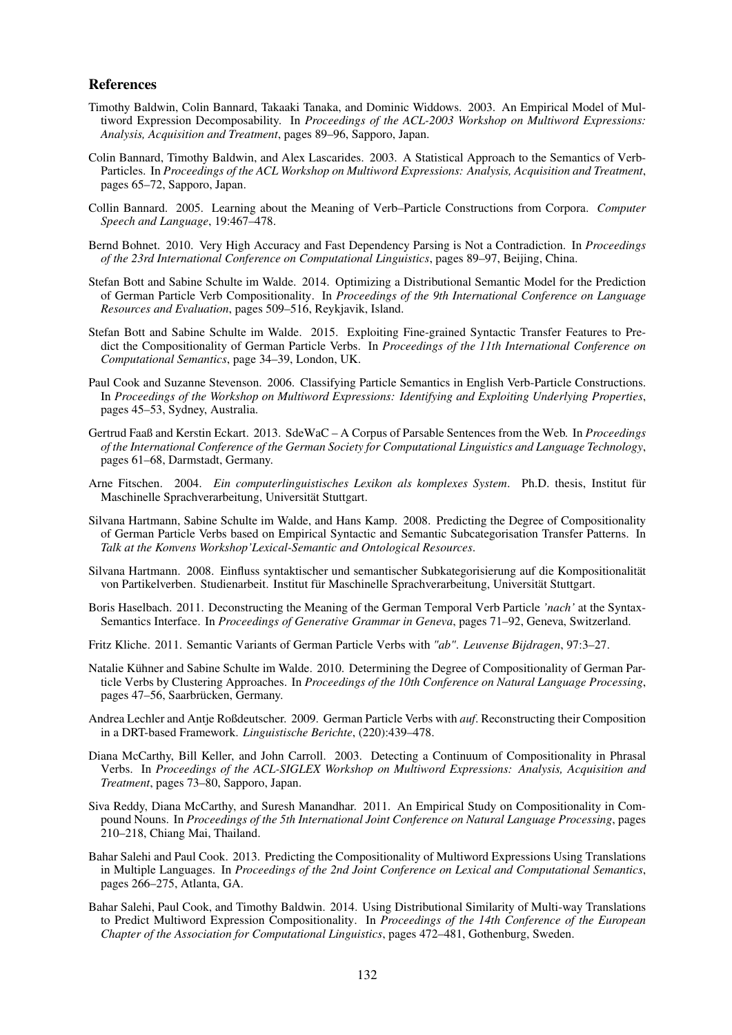## References

Timothy Baldwin, Colin Bannard, Takaaki Tanaka, and Dominic Widdows. 2003. An Empirical Model of Multiword Expression Decomposability. In *Proceedings of the ACL-2003 Workshop on Multiword Expressions: Analysis, Acquisition and Treatment*, pages 89–96, Sapporo, Japan.

Colin Bannard, Timothy Baldwin, and Alex Lascarides. 2003. A Statistical Approach to the Semantics of Verb-Particles. In *Proceedings of the ACL Workshop on Multiword Expressions: Analysis, Acquisition and Treatment*, pages 65–72, Sapporo, Japan.

Collin Bannard. 2005. Learning about the Meaning of Verb–Particle Constructions from Corpora. *Computer Speech and Language*, 19:467–478.

Bernd Bohnet. 2010. Very High Accuracy and Fast Dependency Parsing is Not a Contradiction. In *Proceedings of the 23rd International Conference on Computational Linguistics*, pages 89–97, Beijing, China.

Stefan Bott and Sabine Schulte im Walde. 2014. Optimizing a Distributional Semantic Model for the Prediction of German Particle Verb Compositionality. In *Proceedings of the 9th International Conference on Language Resources and Evaluation*, pages 509–516, Reykjavik, Island.

Stefan Bott and Sabine Schulte im Walde. 2015. Exploiting Fine-grained Syntactic Transfer Features to Predict the Compositionality of German Particle Verbs. In *Proceedings of the 11th International Conference on Computational Semantics*, page 34–39, London, UK.

Paul Cook and Suzanne Stevenson. 2006. Classifying Particle Semantics in English Verb-Particle Constructions. In *Proceedings of the Workshop on Multiword Expressions: Identifying and Exploiting Underlying Properties*, pages 45–53, Sydney, Australia.

Gertrud Faaß and Kerstin Eckart. 2013. SdeWaC – A Corpus of Parsable Sentences from the Web. In *Proceedings of the International Conference of the German Society for Computational Linguistics and Language Technology*, pages 61–68, Darmstadt, Germany.

Arne Fitschen. 2004. *Ein computerlinguistisches Lexikon als komplexes System*. Ph.D. thesis, Institut für Maschinelle Sprachverarbeitung, Universität Stuttgart.

Silvana Hartmann, Sabine Schulte im Walde, and Hans Kamp. 2008. Predicting the Degree of Compositionality of German Particle Verbs based on Empirical Syntactic and Semantic Subcategorisation Transfer Patterns. In *Talk at the Konvens Workshop'Lexical-Semantic and Ontological Resources*.

Silvana Hartmann. 2008. Einfluss syntaktischer und semantischer Subkategorisierung auf die Kompositionalität von Partikelverben. Studienarbeit. Institut für Maschinelle Sprachverarbeitung, Universität Stuttgart.

Boris Haselbach. 2011. Deconstructing the Meaning of the German Temporal Verb Particle *'nach'* at the Syntax-Semantics Interface. In *Proceedings of Generative Grammar in Geneva*, pages 71–92, Geneva, Switzerland.

Fritz Kliche. 2011. Semantic Variants of German Particle Verbs with *"ab"*. *Leuvense Bijdragen*, 97:3–27.

Natalie Kühner and Sabine Schulte im Walde. 2010. Determining the Degree of Compositionality of German Particle Verbs by Clustering Approaches. In *Proceedings of the 10th Conference on Natural Language Processing*, pages 47–56, Saarbrücken, Germany.

Andrea Lechler and Antje Roßdeutscher. 2009. German Particle Verbs with *auf*. Reconstructing their Composition in a DRT-based Framework. *Linguistische Berichte*, (220):439–478.

Diana McCarthy, Bill Keller, and John Carroll. 2003. Detecting a Continuum of Compositionality in Phrasal Verbs. In *Proceedings of the ACL-SIGLEX Workshop on Multiword Expressions: Analysis, Acquisition and Treatment*, pages 73–80, Sapporo, Japan.

Siva Reddy, Diana McCarthy, and Suresh Manandhar. 2011. An Empirical Study on Compositionality in Compound Nouns. In *Proceedings of the 5th International Joint Conference on Natural Language Processing*, pages 210–218, Chiang Mai, Thailand.

Bahar Salehi and Paul Cook. 2013. Predicting the Compositionality of Multiword Expressions Using Translations in Multiple Languages. In *Proceedings of the 2nd Joint Conference on Lexical and Computational Semantics*, pages 266–275, Atlanta, GA.

Bahar Salehi, Paul Cook, and Timothy Baldwin. 2014. Using Distributional Similarity of Multi-way Translations to Predict Multiword Expression Compositionality. In *Proceedings of the 14th Conference of the European Chapter of the Association for Computational Linguistics*, pages 472–481, Gothenburg, Sweden.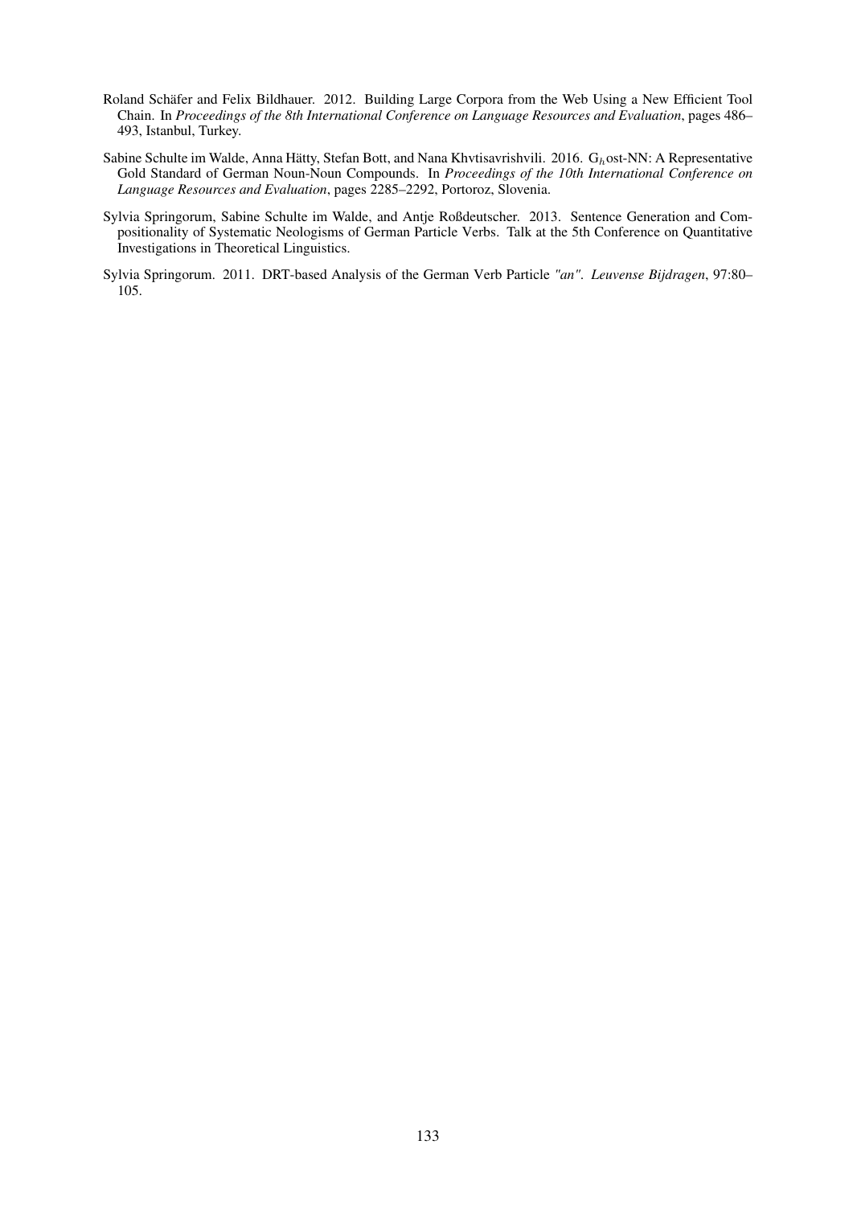Roland Schäfer and Felix Bildhauer. 2012. Building Large Corpora from the Web Using a New Efficient Tool Chain. In *Proceedings of the 8th International Conference on Language Resources and Evaluation*, pages 486–493, Istanbul, Turkey.

Sabine Schulte im Walde, Anna Hätty, Stefan Bott, and Nana Khvtisavrishvili. 2016. $G_h$ost-NN: A Representative Gold Standard of German Noun-Noun Compounds. In *Proceedings of the 10th International Conference on Language Resources and Evaluation*, pages 2285–2292, Portoroz, Slovenia.

Sylvia Springorum, Sabine Schulte im Walde, and Antje Roßdeutscher. 2013. Sentence Generation and Compositionality of Systematic Neologisms of German Particle Verbs. Talk at the 5th Conference on Quantitative Investigations in Theoretical Linguistics.

Sylvia Springorum. 2011. DRT-based Analysis of the German Verb Particle *"an"*. *Leuvense Bijdragen*, 97:80–105.